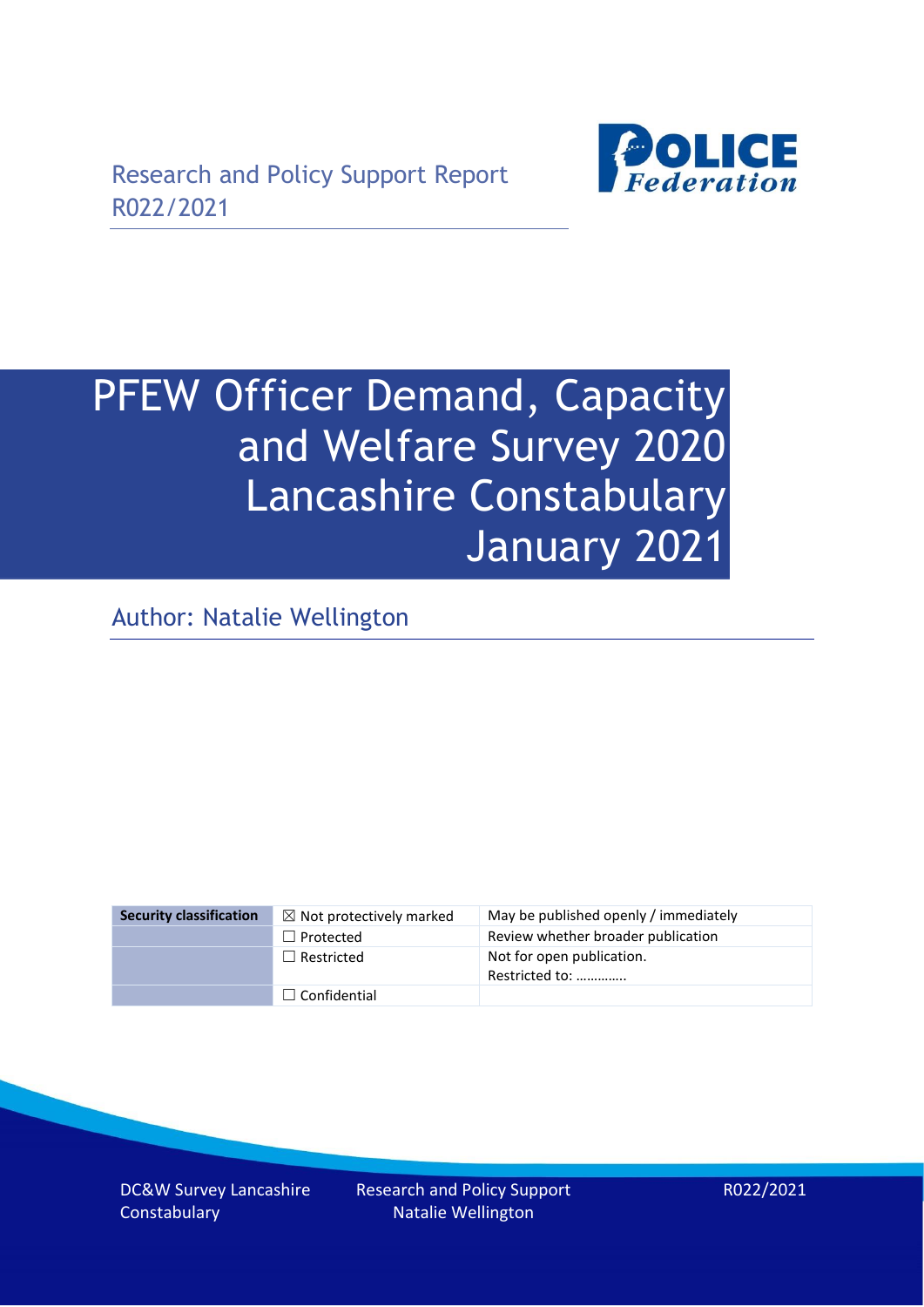Research and Policy Support Report
R022/2021

POLICE Federation

# PFEW Officer Demand, Capacity and Welfare Survey 2020 Lancashire Constabulary January 2021

Author: Natalie Wellington

| Security classification | ☒ Not protectively marked | May be published openly / immediately |
|---|---|---|
| | ☐ Protected | Review whether broader publication |
| | ☐ Restricted | Not for open publication. Restricted to: …………. |
| | ☐ Confidential | |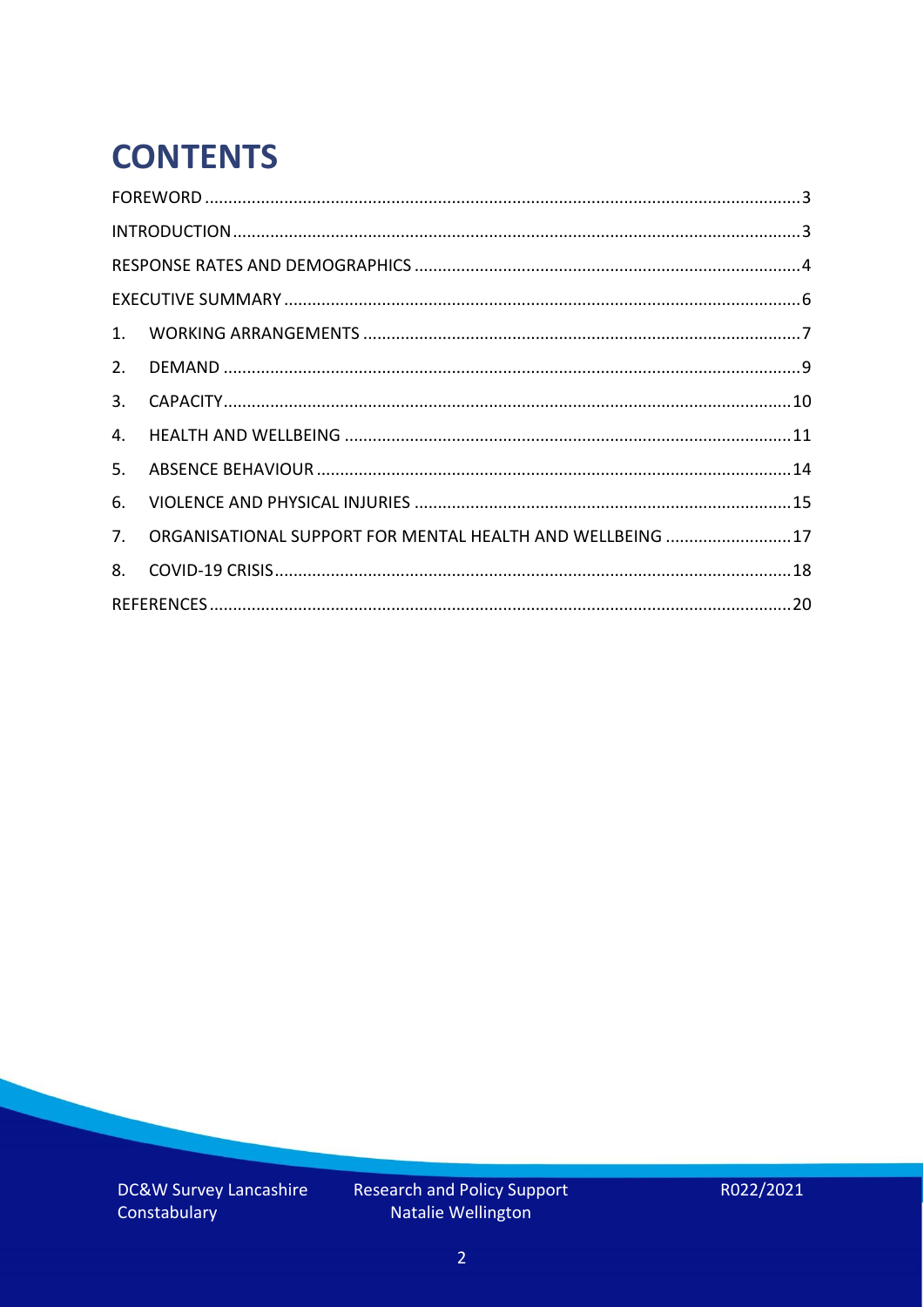# CONTENTS

FOREWORD ........ 3
INTRODUCTION ........ 3
RESPONSE RATES AND DEMOGRAPHICS ........ 4
EXECUTIVE SUMMARY ........ 6
1. WORKING ARRANGEMENTS ........ 7
2. DEMAND ........ 9
3. CAPACITY ........ 10
4. HEALTH AND WELLBEING ........ 11
5. ABSENCE BEHAVIOUR ........ 14
6. VIOLENCE AND PHYSICAL INJURIES ........ 15
7. ORGANISATIONAL SUPPORT FOR MENTAL HEALTH AND WELLBEING ........ 17
8. COVID-19 CRISIS ........ 18
REFERENCES ........ 20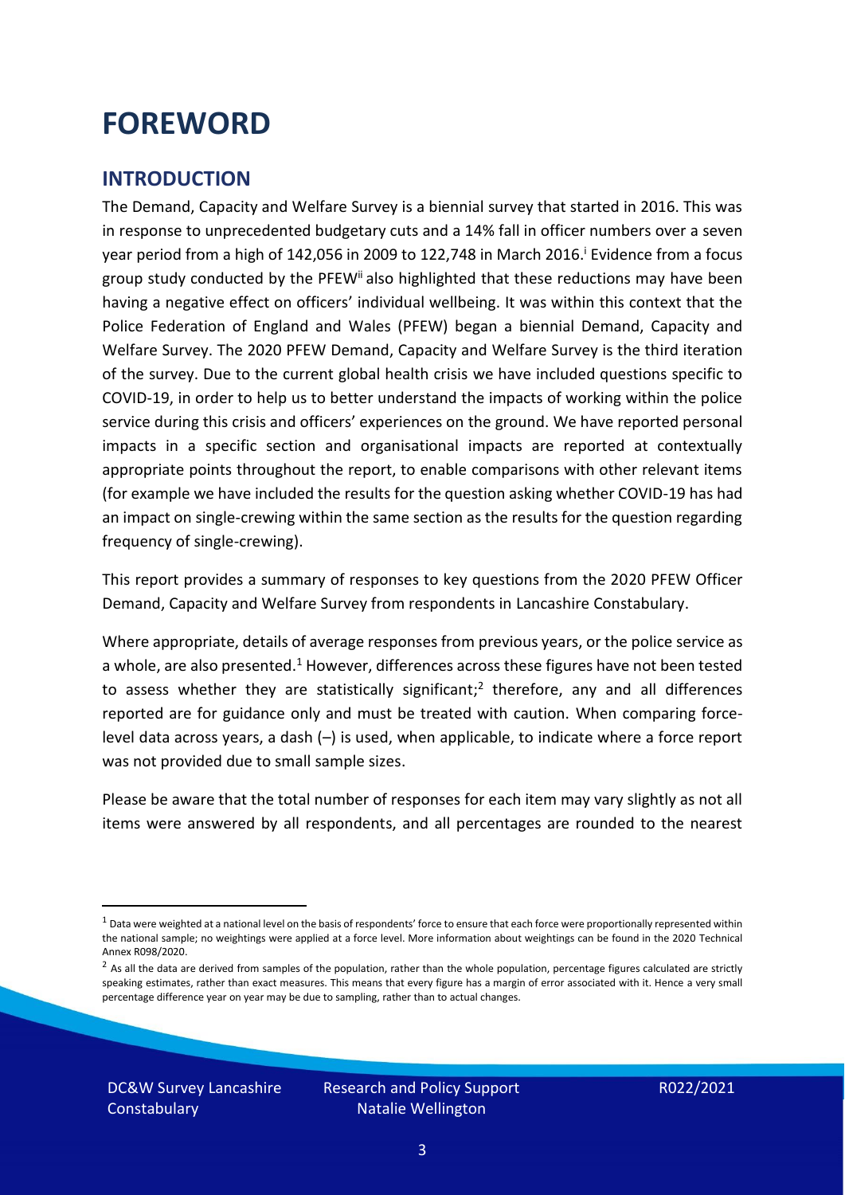# FOREWORD

## INTRODUCTION

The Demand, Capacity and Welfare Survey is a biennial survey that started in 2016. This was in response to unprecedented budgetary cuts and a 14% fall in officer numbers over a seven year period from a high of 142,056 in 2009 to 122,748 in March 2016.[i] Evidence from a focus group study conducted by the PFEW[ii] also highlighted that these reductions may have been having a negative effect on officers' individual wellbeing. It was within this context that the Police Federation of England and Wales (PFEW) began a biennial Demand, Capacity and Welfare Survey. The 2020 PFEW Demand, Capacity and Welfare Survey is the third iteration of the survey. Due to the current global health crisis we have included questions specific to COVID-19, in order to help us to better understand the impacts of working within the police service during this crisis and officers' experiences on the ground. We have reported personal impacts in a specific section and organisational impacts are reported at contextually appropriate points throughout the report, to enable comparisons with other relevant items (for example we have included the results for the question asking whether COVID-19 has had an impact on single-crewing within the same section as the results for the question regarding frequency of single-crewing).

This report provides a summary of responses to key questions from the 2020 PFEW Officer Demand, Capacity and Welfare Survey from respondents in Lancashire Constabulary.

Where appropriate, details of average responses from previous years, or the police service as a whole, are also presented.[1] However, differences across these figures have not been tested to assess whether they are statistically significant;[2] therefore, any and all differences reported are for guidance only and must be treated with caution. When comparing force-level data across years, a dash (–) is used, when applicable, to indicate where a force report was not provided due to small sample sizes.

Please be aware that the total number of responses for each item may vary slightly as not all items were answered by all respondents, and all percentages are rounded to the nearest

[1] Data were weighted at a national level on the basis of respondents' force to ensure that each force were proportionally represented within the national sample; no weightings were applied at a force level. More information about weightings can be found in the 2020 Technical Annex R098/2020.

[2] As all the data are derived from samples of the population, rather than the whole population, percentage figures calculated are strictly speaking estimates, rather than exact measures. This means that every figure has a margin of error associated with it. Hence a very small percentage difference year on year may be due to sampling, rather than to actual changes.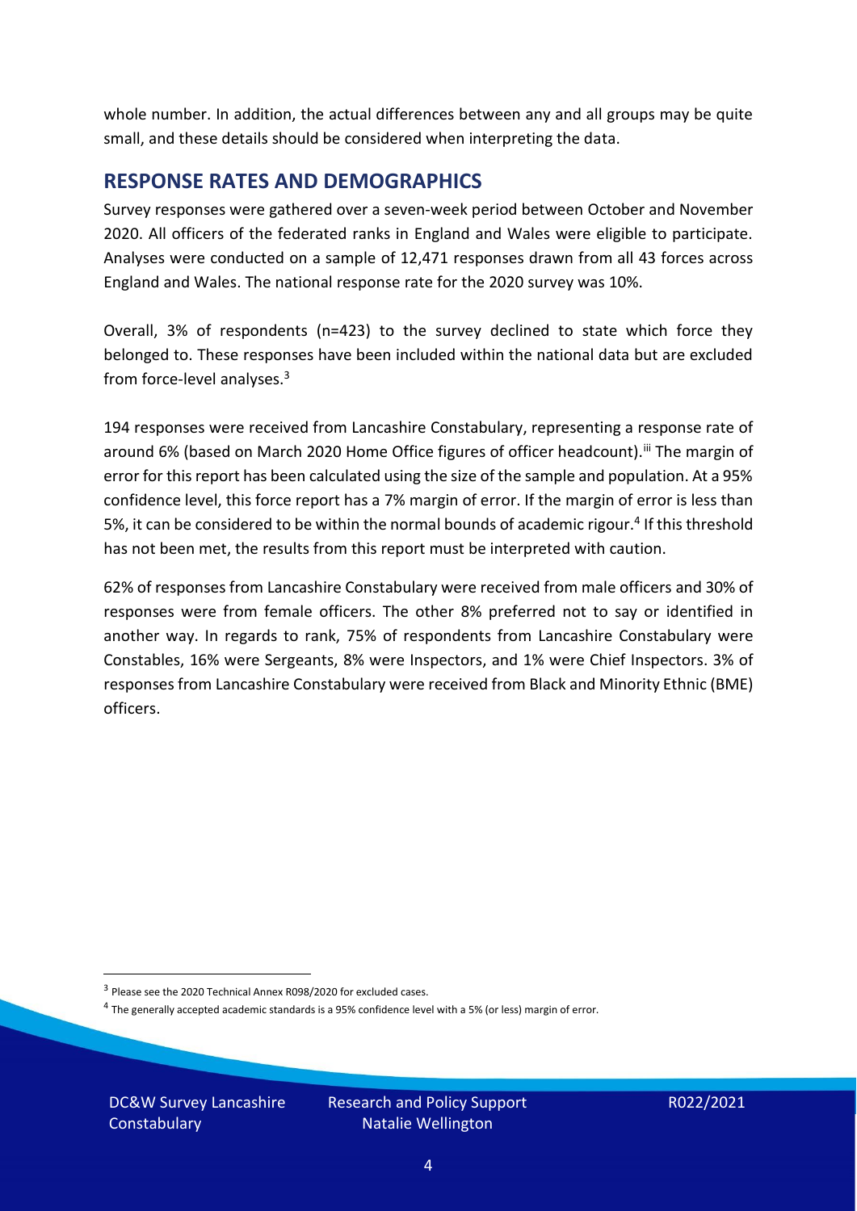whole number. In addition, the actual differences between any and all groups may be quite small, and these details should be considered when interpreting the data.

## RESPONSE RATES AND DEMOGRAPHICS

Survey responses were gathered over a seven-week period between October and November 2020. All officers of the federated ranks in England and Wales were eligible to participate. Analyses were conducted on a sample of 12,471 responses drawn from all 43 forces across England and Wales. The national response rate for the 2020 survey was 10%.

Overall, 3% of respondents (n=423) to the survey declined to state which force they belonged to. These responses have been included within the national data but are excluded from force-level analyses.[3]

194 responses were received from Lancashire Constabulary, representing a response rate of around 6% (based on March 2020 Home Office figures of officer headcount).[iii] The margin of error for this report has been calculated using the size of the sample and population. At a 95% confidence level, this force report has a 7% margin of error. If the margin of error is less than 5%, it can be considered to be within the normal bounds of academic rigour.[4] If this threshold has not been met, the results from this report must be interpreted with caution.

62% of responses from Lancashire Constabulary were received from male officers and 30% of responses were from female officers. The other 8% preferred not to say or identified in another way. In regards to rank, 75% of respondents from Lancashire Constabulary were Constables, 16% were Sergeants, 8% were Inspectors, and 1% were Chief Inspectors. 3% of responses from Lancashire Constabulary were received from Black and Minority Ethnic (BME) officers.

[3] Please see the 2020 Technical Annex R098/2020 for excluded cases.

[4] The generally accepted academic standards is a 95% confidence level with a 5% (or less) margin of error.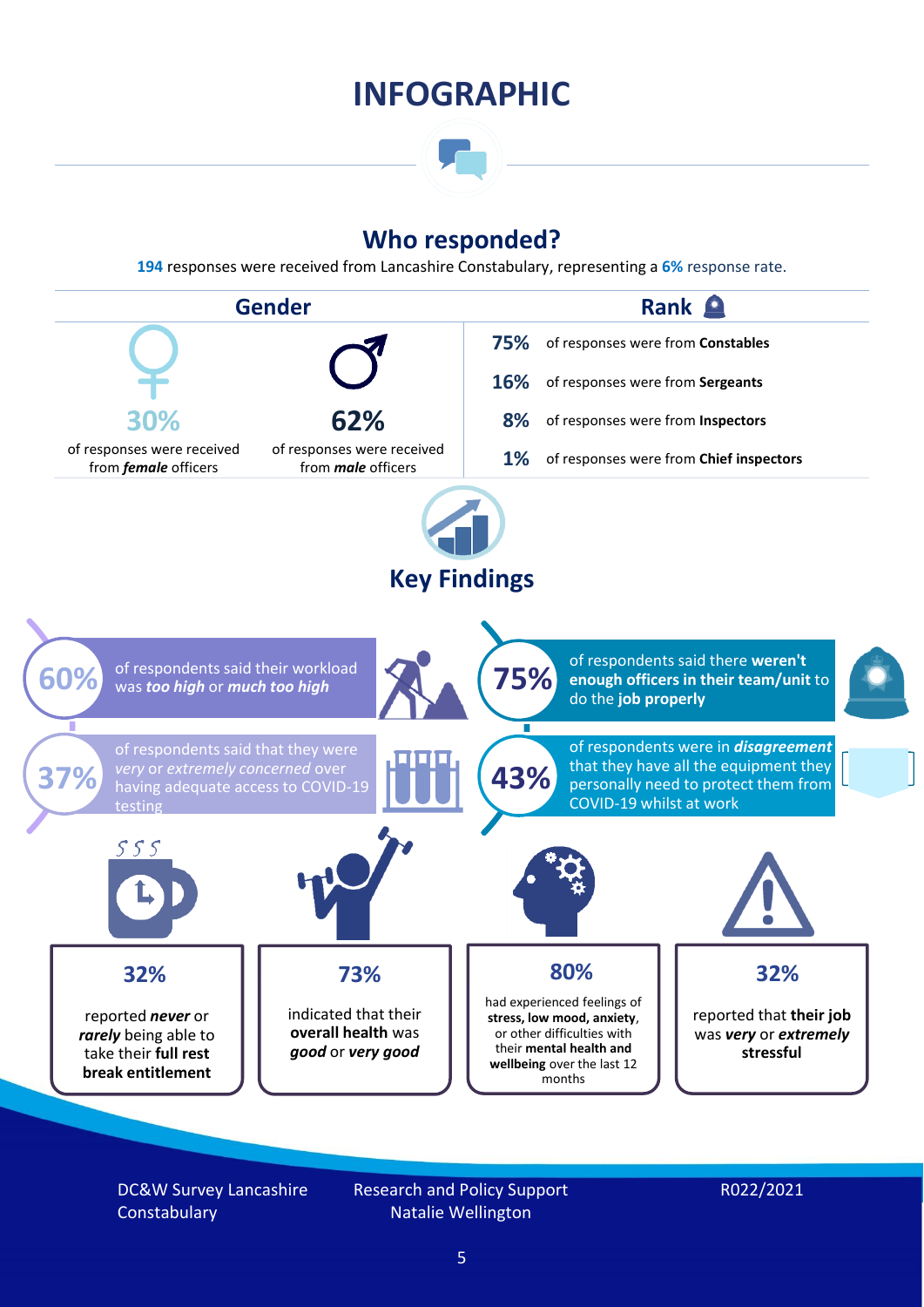# INFOGRAPHIC

## Who responded?

**194** responses were received from Lancashire Constabulary, representing a **6%** response rate.

### Gender

**30%** of responses were received from ***female*** officers

**62%** of responses were received from ***male*** officers

### Rank

- **75%** of responses were from **Constables**
- **16%** of responses were from **Sergeants**
- **8%** of responses were from **Inspectors**
- **1%** of responses were from **Chief inspectors**

## Key Findings

**60%** of respondents said their workload was ***too high*** or ***much too high***

**75%** of respondents said there **weren't enough officers in their team/unit** to do the **job properly**

**37%** of respondents said that they were *very* or *extremely concerned* over having adequate access to COVID-19 testing

**43%** of respondents were in ***disagreement*** that they have all the equipment they personally need to protect them from COVID-19 whilst at work

**32%** reported ***never*** or ***rarely*** being able to take their **full rest break entitlement**

**73%** indicated that their **overall health** was ***good*** or ***very good***

**80%** had experienced feelings of **stress, low mood, anxiety**, or other difficulties with their **mental health and wellbeing** over the last 12 months

**32%** reported that **their job** was ***very*** or ***extremely*** **stressful**

DC&W Survey Lancashire Constabulary | Research and Policy Support Natalie Wellington | R022/2021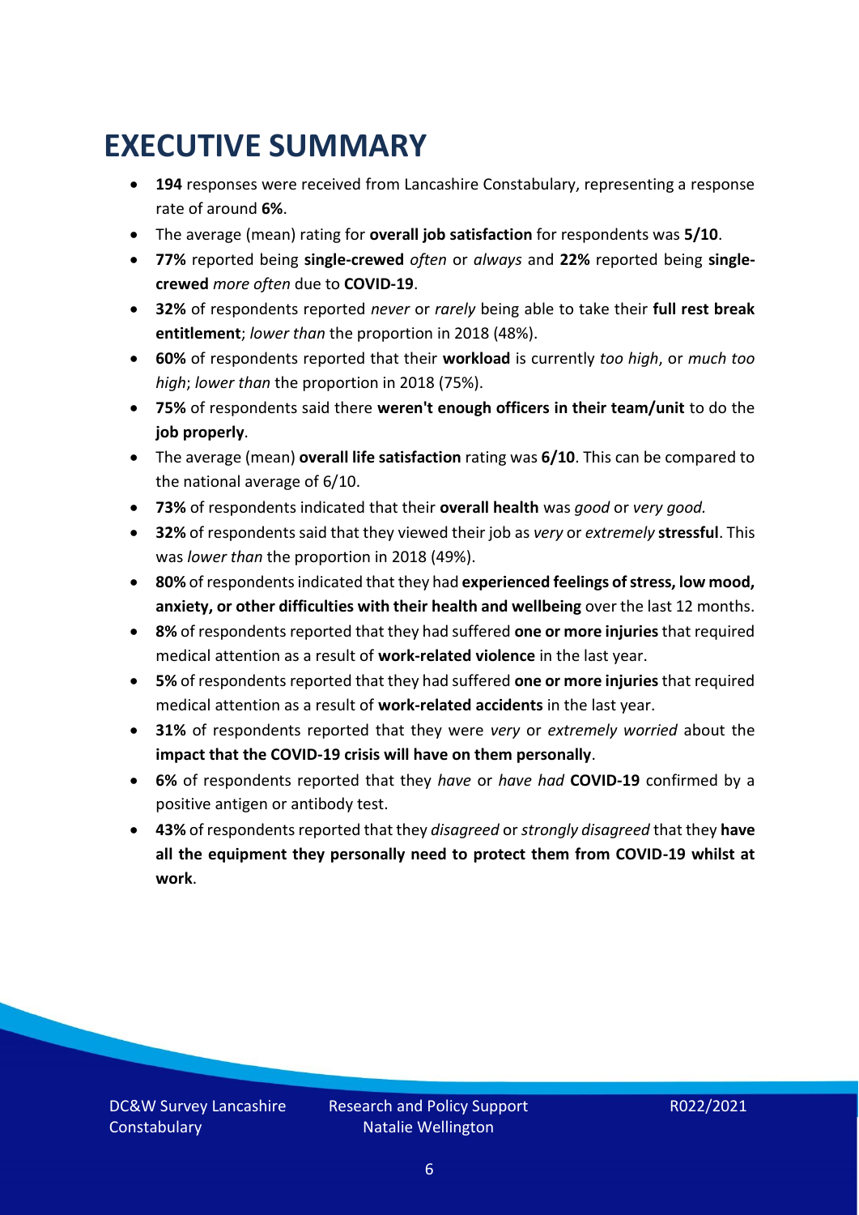# EXECUTIVE SUMMARY

- **194** responses were received from Lancashire Constabulary, representing a response rate of around **6%**.
- The average (mean) rating for **overall job satisfaction** for respondents was **5/10**.
- **77%** reported being **single-crewed** *often* or *always* and **22%** reported being **single-crewed** *more often* due to **COVID-19**.
- **32%** of respondents reported *never* or *rarely* being able to take their **full rest break entitlement**; *lower than* the proportion in 2018 (48%).
- **60%** of respondents reported that their **workload** is currently *too high*, or *much too high*; *lower than* the proportion in 2018 (75%).
- **75%** of respondents said there **weren't enough officers in their team/unit** to do the **job properly**.
- The average (mean) **overall life satisfaction** rating was **6/10**. This can be compared to the national average of 6/10.
- **73%** of respondents indicated that their **overall health** was *good* or *very good.*
- **32%** of respondents said that they viewed their job as *very* or *extremely* **stressful**. This was *lower than* the proportion in 2018 (49%).
- **80%** of respondents indicated that they had **experienced feelings of stress, low mood, anxiety, or other difficulties with their health and wellbeing** over the last 12 months.
- **8%** of respondents reported that they had suffered **one or more injuries** that required medical attention as a result of **work-related violence** in the last year.
- **5%** of respondents reported that they had suffered **one or more injuries** that required medical attention as a result of **work-related accidents** in the last year.
- **31%** of respondents reported that they were *very* or *extremely worried* about the **impact that the COVID-19 crisis will have on them personally**.
- **6%** of respondents reported that they *have* or *have had* **COVID-19** confirmed by a positive antigen or antibody test.
- **43%** of respondents reported that they *disagreed* or *strongly disagreed* that they **have all the equipment they personally need to protect them from COVID-19 whilst at work**.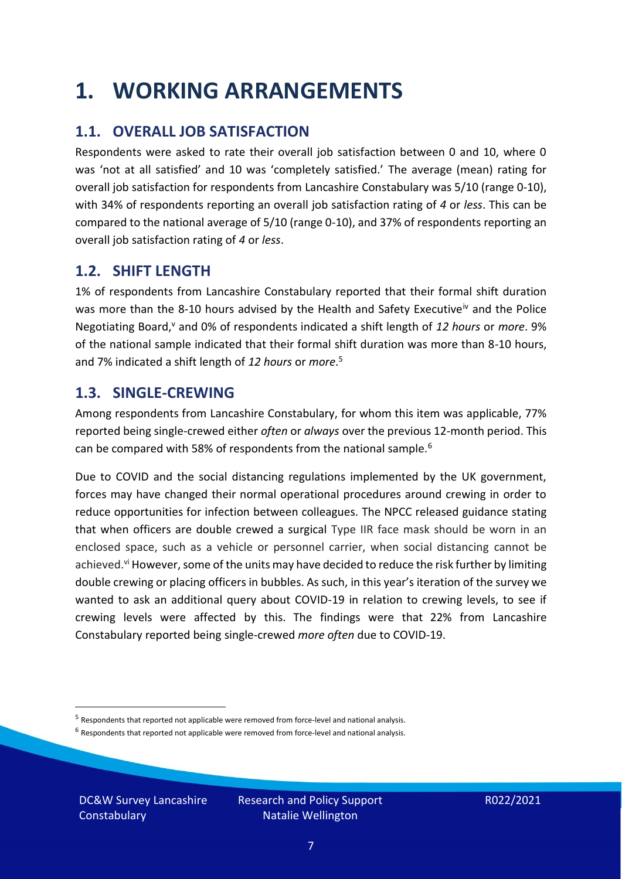# 1. WORKING ARRANGEMENTS

## 1.1. OVERALL JOB SATISFACTION

Respondents were asked to rate their overall job satisfaction between 0 and 10, where 0 was 'not at all satisfied' and 10 was 'completely satisfied.' The average (mean) rating for overall job satisfaction for respondents from Lancashire Constabulary was 5/10 (range 0-10), with 34% of respondents reporting an overall job satisfaction rating of *4* or *less*. This can be compared to the national average of 5/10 (range 0-10), and 37% of respondents reporting an overall job satisfaction rating of *4* or *less*.

## 1.2. SHIFT LENGTH

1% of respondents from Lancashire Constabulary reported that their formal shift duration was more than the 8-10 hours advised by the Health and Safety Executive[iv] and the Police Negotiating Board,[v] and 0% of respondents indicated a shift length of *12 hours* or *more*. 9% of the national sample indicated that their formal shift duration was more than 8-10 hours, and 7% indicated a shift length of *12 hours* or *more*.[5]

## 1.3. SINGLE-CREWING

Among respondents from Lancashire Constabulary, for whom this item was applicable, 77% reported being single-crewed either *often* or *always* over the previous 12-month period. This can be compared with 58% of respondents from the national sample.[6]

Due to COVID and the social distancing regulations implemented by the UK government, forces may have changed their normal operational procedures around crewing in order to reduce opportunities for infection between colleagues. The NPCC released guidance stating that when officers are double crewed a surgical Type IIR face mask should be worn in an enclosed space, such as a vehicle or personnel carrier, when social distancing cannot be achieved.[vi] However, some of the units may have decided to reduce the risk further by limiting double crewing or placing officers in bubbles. As such, in this year's iteration of the survey we wanted to ask an additional query about COVID-19 in relation to crewing levels, to see if crewing levels were affected by this. The findings were that 22% from Lancashire Constabulary reported being single-crewed *more often* due to COVID-19.

[5] Respondents that reported not applicable were removed from force-level and national analysis.

[6] Respondents that reported not applicable were removed from force-level and national analysis.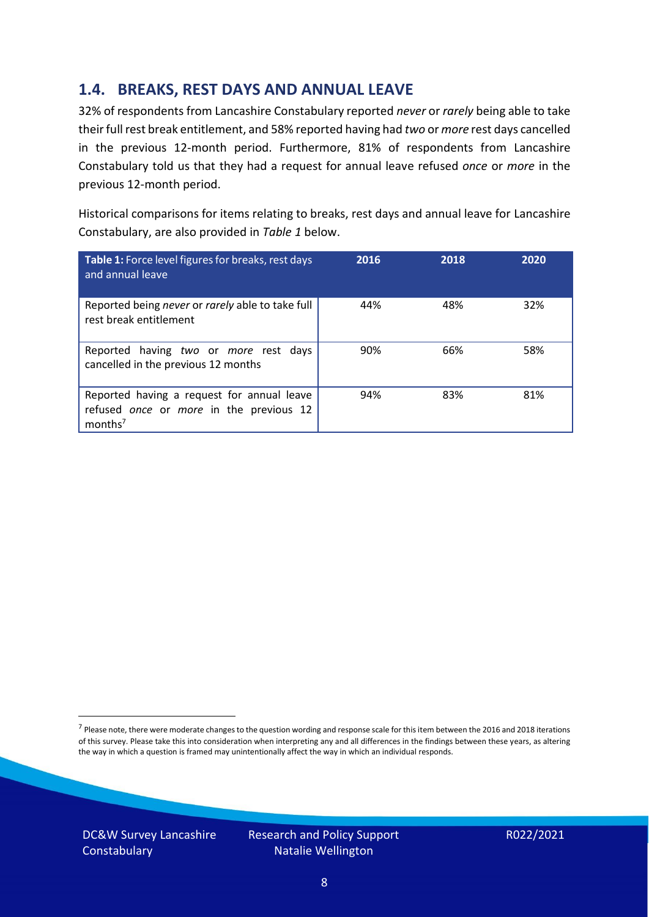## 1.4. BREAKS, REST DAYS AND ANNUAL LEAVE

32% of respondents from Lancashire Constabulary reported *never* or *rarely* being able to take their full rest break entitlement, and 58% reported having had *two* or *more* rest days cancelled in the previous 12-month period. Furthermore, 81% of respondents from Lancashire Constabulary told us that they had a request for annual leave refused *once* or *more* in the previous 12-month period.

Historical comparisons for items relating to breaks, rest days and annual leave for Lancashire Constabulary, are also provided in *Table 1* below.

| **Table 1:** Force level figures for breaks, rest days and annual leave | 2016 | 2018 | 2020 |
|---|---|---|---|
| Reported being *never* or *rarely* able to take full rest break entitlement | 44% | 48% | 32% |
| Reported having *two* or *more* rest days cancelled in the previous 12 months | 90% | 66% | 58% |
| Reported having a request for annual leave refused *once* or *more* in the previous 12 months[7] | 94% | 83% | 81% |

[7] Please note, there were moderate changes to the question wording and response scale for this item between the 2016 and 2018 iterations of this survey. Please take this into consideration when interpreting any and all differences in the findings between these years, as altering the way in which a question is framed may unintentionally affect the way in which an individual responds.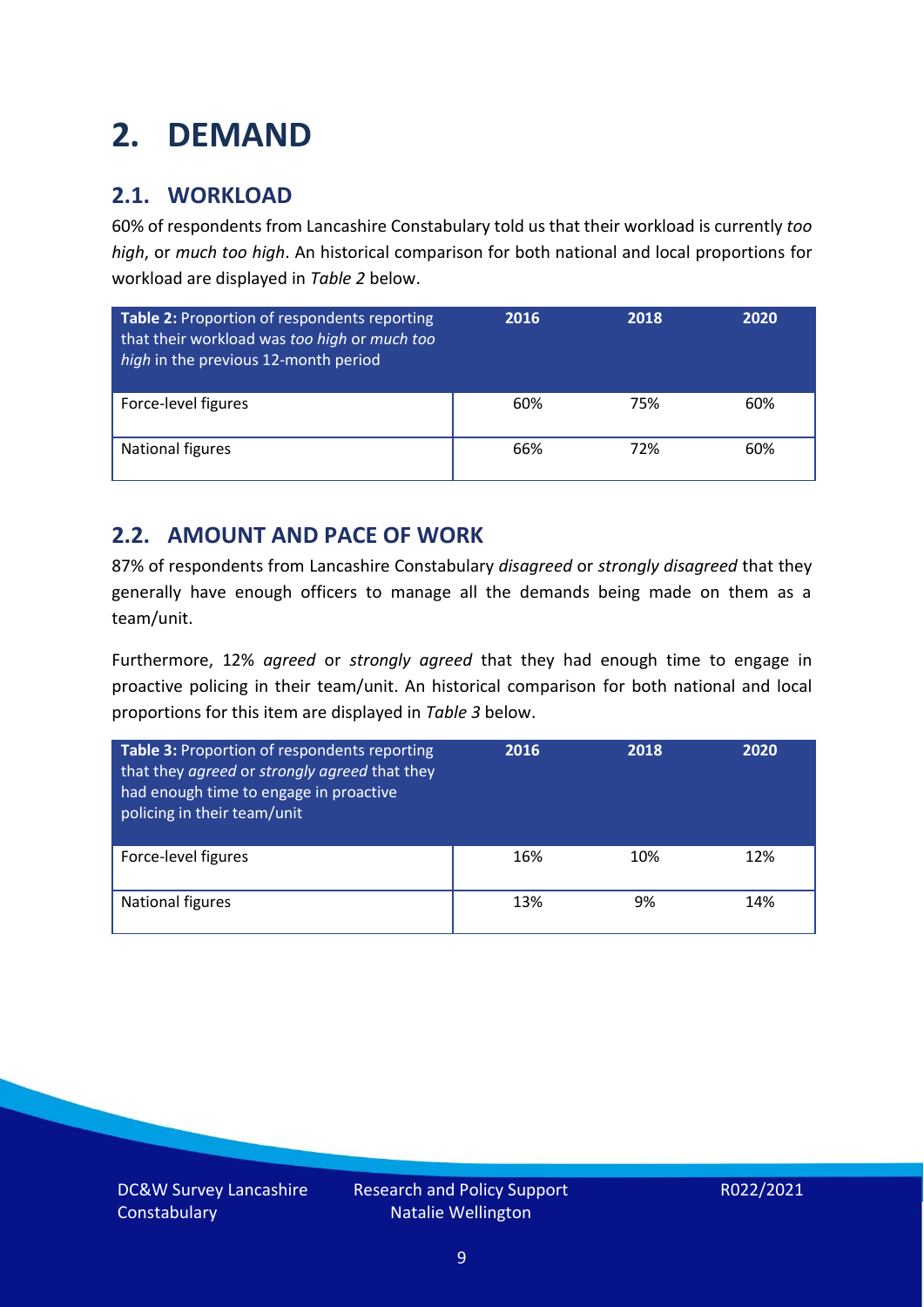# 2. DEMAND

## 2.1. WORKLOAD

60% of respondents from Lancashire Constabulary told us that their workload is currently *too high*, or *much too high*. An historical comparison for both national and local proportions for workload are displayed in *Table 2* below.

| **Table 2:** Proportion of respondents reporting that their workload was *too high* or *much too high* in the previous 12-month period | 2016 | 2018 | 2020 |
|---|---|---|---|
| Force-level figures | 60% | 75% | 60% |
| National figures | 66% | 72% | 60% |

## 2.2. AMOUNT AND PACE OF WORK

87% of respondents from Lancashire Constabulary *disagreed* or *strongly disagreed* that they generally have enough officers to manage all the demands being made on them as a team/unit.

Furthermore, 12% *agreed* or *strongly agreed* that they had enough time to engage in proactive policing in their team/unit. An historical comparison for both national and local proportions for this item are displayed in *Table 3* below.

| **Table 3:** Proportion of respondents reporting that they *agreed* or *strongly agreed* that they had enough time to engage in proactive policing in their team/unit | 2016 | 2018 | 2020 |
|---|---|---|---|
| Force-level figures | 16% | 10% | 12% |
| National figures | 13% | 9% | 14% |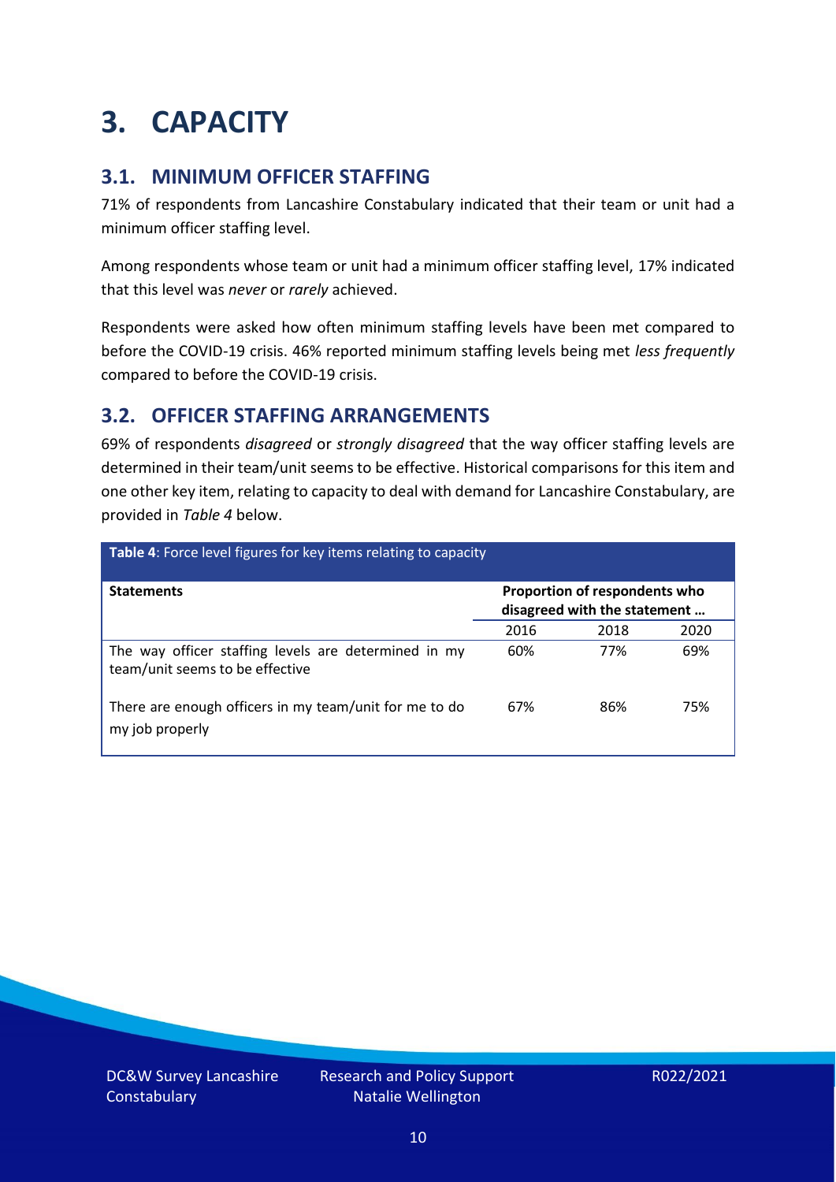# 3. CAPACITY

## 3.1. MINIMUM OFFICER STAFFING

71% of respondents from Lancashire Constabulary indicated that their team or unit had a minimum officer staffing level.

Among respondents whose team or unit had a minimum officer staffing level, 17% indicated that this level was *never* or *rarely* achieved.

Respondents were asked how often minimum staffing levels have been met compared to before the COVID-19 crisis. 46% reported minimum staffing levels being met *less frequently* compared to before the COVID-19 crisis.

## 3.2. OFFICER STAFFING ARRANGEMENTS

69% of respondents *disagreed* or *strongly disagreed* that the way officer staffing levels are determined in their team/unit seems to be effective. Historical comparisons for this item and one other key item, relating to capacity to deal with demand for Lancashire Constabulary, are provided in *Table 4* below.

**Table 4**: Force level figures for key items relating to capacity

| Statements | Proportion of respondents who disagreed with the statement … | | |
|---|---|---|---|
| | 2016 | 2018 | 2020 |
| The way officer staffing levels are determined in my team/unit seems to be effective | 60% | 77% | 69% |
| There are enough officers in my team/unit for me to do my job properly | 67% | 86% | 75% |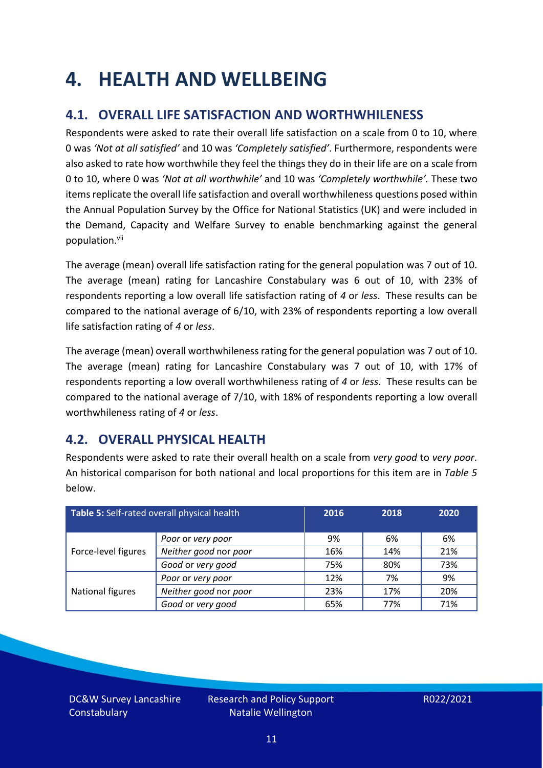# 4. HEALTH AND WELLBEING

## 4.1. OVERALL LIFE SATISFACTION AND WORTHWHILENESS

Respondents were asked to rate their overall life satisfaction on a scale from 0 to 10, where 0 was *'Not at all satisfied'* and 10 was *'Completely satisfied'*. Furthermore, respondents were also asked to rate how worthwhile they feel the things they do in their life are on a scale from 0 to 10, where 0 was *'Not at all worthwhile'* and 10 was *'Completely worthwhile'.* These two items replicate the overall life satisfaction and overall worthwhileness questions posed within the Annual Population Survey by the Office for National Statistics (UK) and were included in the Demand, Capacity and Welfare Survey to enable benchmarking against the general population.[vii]

The average (mean) overall life satisfaction rating for the general population was 7 out of 10. The average (mean) rating for Lancashire Constabulary was 6 out of 10, with 23% of respondents reporting a low overall life satisfaction rating of *4* or *less*. These results can be compared to the national average of 6/10, with 23% of respondents reporting a low overall life satisfaction rating of *4* or *less*.

The average (mean) overall worthwhileness rating for the general population was 7 out of 10. The average (mean) rating for Lancashire Constabulary was 7 out of 10, with 17% of respondents reporting a low overall worthwhileness rating of *4* or *less*. These results can be compared to the national average of 7/10, with 18% of respondents reporting a low overall worthwhileness rating of *4* or *less*.

## 4.2. OVERALL PHYSICAL HEALTH

Respondents were asked to rate their overall health on a scale from *very good* to *very poor*. An historical comparison for both national and local proportions for this item are in *Table 5* below.

| **Table 5:** Self-rated overall physical health | | 2016 | 2018 | 2020 |
|---|---|---|---|---|
| Force-level figures | *Poor* or *very poor* | 9% | 6% | 6% |
| | *Neither good* nor *poor* | 16% | 14% | 21% |
| | *Good* or *very good* | 75% | 80% | 73% |
| National figures | *Poor* or *very poor* | 12% | 7% | 9% |
| | *Neither good* nor *poor* | 23% | 17% | 20% |
| | *Good* or *very good* | 65% | 77% | 71% |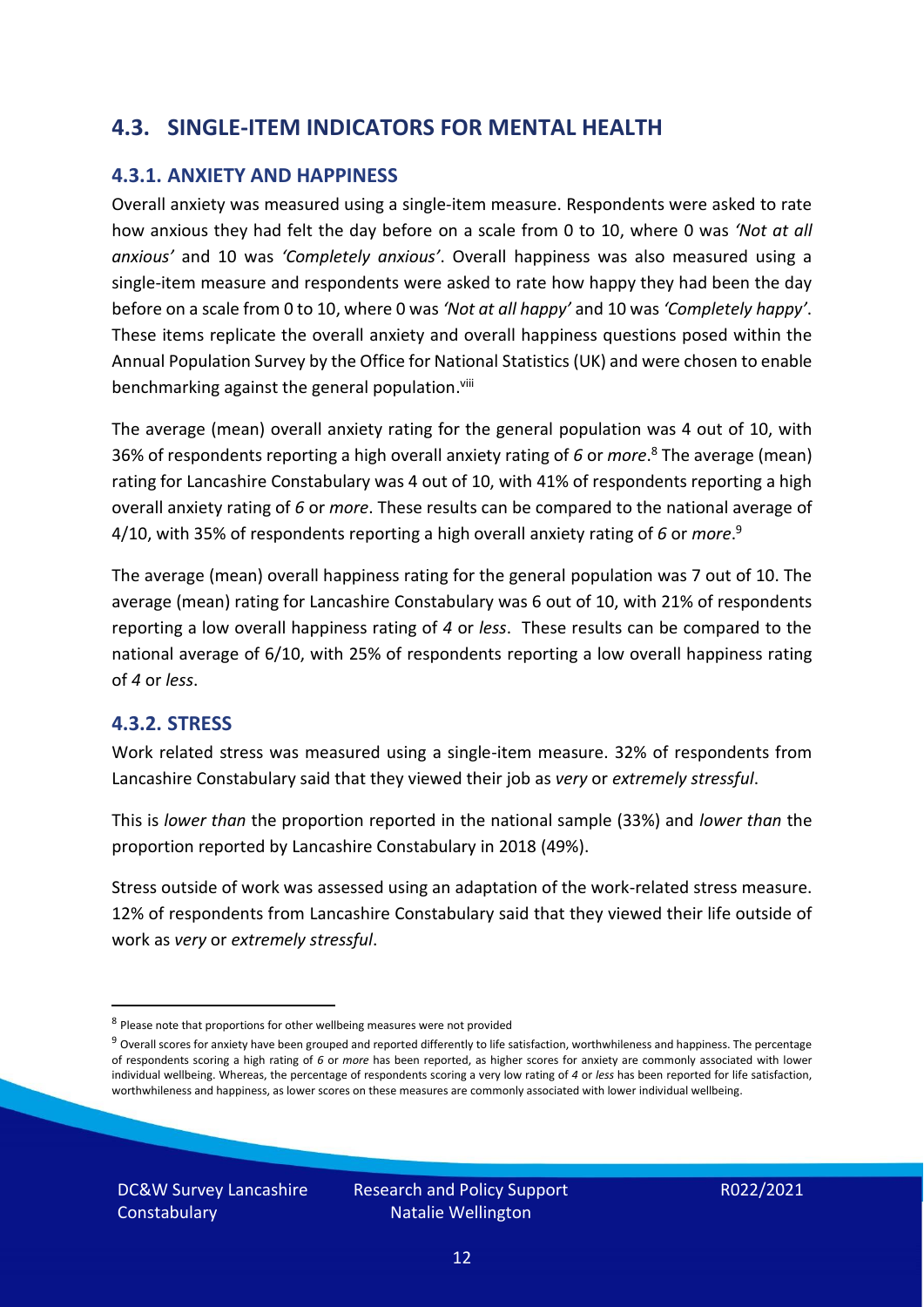## 4.3. SINGLE-ITEM INDICATORS FOR MENTAL HEALTH

### 4.3.1. ANXIETY AND HAPPINESS

Overall anxiety was measured using a single-item measure. Respondents were asked to rate how anxious they had felt the day before on a scale from 0 to 10, where 0 was *'Not at all anxious'* and 10 was *'Completely anxious'*. Overall happiness was also measured using a single-item measure and respondents were asked to rate how happy they had been the day before on a scale from 0 to 10, where 0 was *'Not at all happy'* and 10 was *'Completely happy'*. These items replicate the overall anxiety and overall happiness questions posed within the Annual Population Survey by the Office for National Statistics (UK) and were chosen to enable benchmarking against the general population.[viii]

The average (mean) overall anxiety rating for the general population was 4 out of 10, with 36% of respondents reporting a high overall anxiety rating of *6* or *more*.[8] The average (mean) rating for Lancashire Constabulary was 4 out of 10, with 41% of respondents reporting a high overall anxiety rating of *6* or *more*. These results can be compared to the national average of 4/10, with 35% of respondents reporting a high overall anxiety rating of *6* or *more*.[9]

The average (mean) overall happiness rating for the general population was 7 out of 10. The average (mean) rating for Lancashire Constabulary was 6 out of 10, with 21% of respondents reporting a low overall happiness rating of *4* or *less*. These results can be compared to the national average of 6/10, with 25% of respondents reporting a low overall happiness rating of *4* or *less*.

### 4.3.2. STRESS

Work related stress was measured using a single-item measure. 32% of respondents from Lancashire Constabulary said that they viewed their job as *very* or *extremely stressful*.

This is *lower than* the proportion reported in the national sample (33%) and *lower than* the proportion reported by Lancashire Constabulary in 2018 (49%).

Stress outside of work was assessed using an adaptation of the work-related stress measure. 12% of respondents from Lancashire Constabulary said that they viewed their life outside of work as *very* or *extremely stressful*.

---

[8] Please note that proportions for other wellbeing measures were not provided

[9] Overall scores for anxiety have been grouped and reported differently to life satisfaction, worthwhileness and happiness. The percentage of respondents scoring a high rating of *6* or *more* has been reported, as higher scores for anxiety are commonly associated with lower individual wellbeing. Whereas, the percentage of respondents scoring a very low rating of *4* or *less* has been reported for life satisfaction, worthwhileness and happiness, as lower scores on these measures are commonly associated with lower individual wellbeing.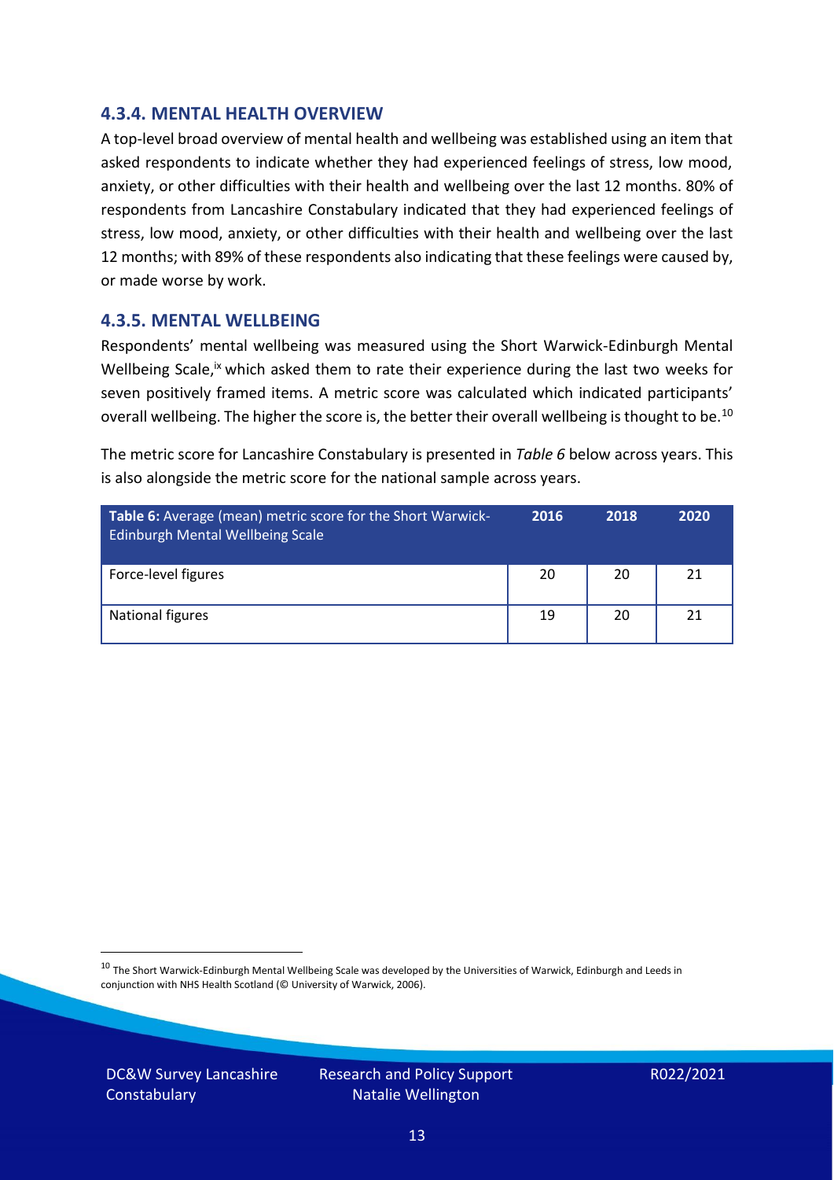### 4.3.4. MENTAL HEALTH OVERVIEW

A top-level broad overview of mental health and wellbeing was established using an item that asked respondents to indicate whether they had experienced feelings of stress, low mood, anxiety, or other difficulties with their health and wellbeing over the last 12 months. 80% of respondents from Lancashire Constabulary indicated that they had experienced feelings of stress, low mood, anxiety, or other difficulties with their health and wellbeing over the last 12 months; with 89% of these respondents also indicating that these feelings were caused by, or made worse by work.

### 4.3.5. MENTAL WELLBEING

Respondents' mental wellbeing was measured using the Short Warwick-Edinburgh Mental Wellbeing Scale,[ix] which asked them to rate their experience during the last two weeks for seven positively framed items. A metric score was calculated which indicated participants' overall wellbeing. The higher the score is, the better their overall wellbeing is thought to be.[10]

The metric score for Lancashire Constabulary is presented in *Table 6* below across years. This is also alongside the metric score for the national sample across years.

| **Table 6:** Average (mean) metric score for the Short Warwick-Edinburgh Mental Wellbeing Scale | 2016 | 2018 | 2020 |
|---|---|---|---|
| Force-level figures | 20 | 20 | 21 |
| National figures | 19 | 20 | 21 |

[10] The Short Warwick-Edinburgh Mental Wellbeing Scale was developed by the Universities of Warwick, Edinburgh and Leeds in conjunction with NHS Health Scotland (© University of Warwick, 2006).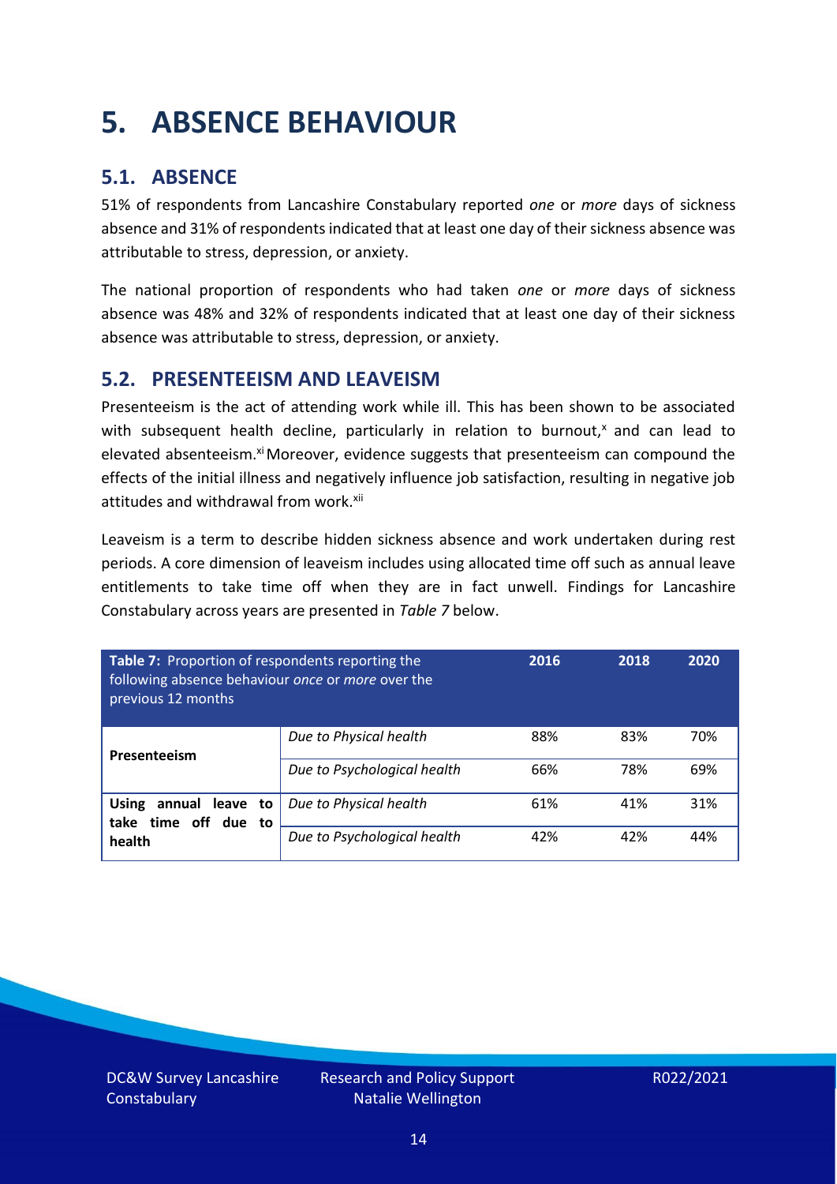# 5. ABSENCE BEHAVIOUR

## 5.1. ABSENCE

51% of respondents from Lancashire Constabulary reported *one* or *more* days of sickness absence and 31% of respondents indicated that at least one day of their sickness absence was attributable to stress, depression, or anxiety.

The national proportion of respondents who had taken *one* or *more* days of sickness absence was 48% and 32% of respondents indicated that at least one day of their sickness absence was attributable to stress, depression, or anxiety.

## 5.2. PRESENTEEISM AND LEAVEISM

Presenteeism is the act of attending work while ill. This has been shown to be associated with subsequent health decline, particularly in relation to burnout,[x] and can lead to elevated absenteeism.[xi] Moreover, evidence suggests that presenteeism can compound the effects of the initial illness and negatively influence job satisfaction, resulting in negative job attitudes and withdrawal from work.[xii]

Leaveism is a term to describe hidden sickness absence and work undertaken during rest periods. A core dimension of leaveism includes using allocated time off such as annual leave entitlements to take time off when they are in fact unwell. Findings for Lancashire Constabulary across years are presented in *Table 7* below.

| **Table 7:** Proportion of respondents reporting the following absence behaviour *once* or *more* over the previous 12 months | | 2016 | 2018 | 2020 |
|---|---|---|---|---|
| **Presenteeism** | *Due to Physical health* | 88% | 83% | 70% |
| | *Due to Psychological health* | 66% | 78% | 69% |
| **Using annual leave to take time off due to health** | *Due to Physical health* | 61% | 41% | 31% |
| | *Due to Psychological health* | 42% | 42% | 44% |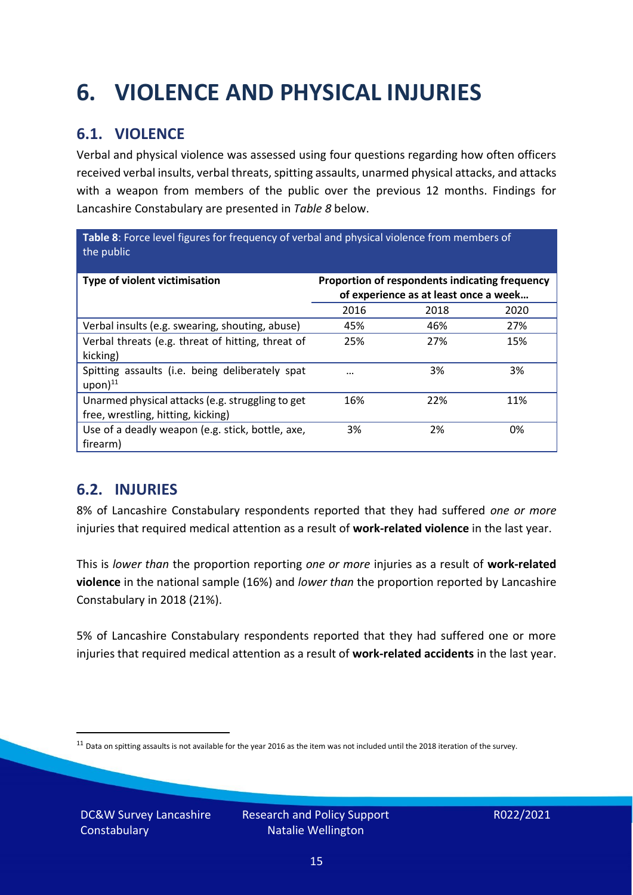# 6. VIOLENCE AND PHYSICAL INJURIES

## 6.1. VIOLENCE

Verbal and physical violence was assessed using four questions regarding how often officers received verbal insults, verbal threats, spitting assaults, unarmed physical attacks, and attacks with a weapon from members of the public over the previous 12 months. Findings for Lancashire Constabulary are presented in *Table 8* below.

**Table 8**: Force level figures for frequency of verbal and physical violence from members of the public

| Type of violent victimisation | Proportion of respondents indicating frequency of experience as at least once a week… | | |
|---|---|---|---|
| | 2016 | 2018 | 2020 |
| Verbal insults (e.g. swearing, shouting, abuse) | 45% | 46% | 27% |
| Verbal threats (e.g. threat of hitting, threat of kicking) | 25% | 27% | 15% |
| Spitting assaults (i.e. being deliberately spat upon)[11] | … | 3% | 3% |
| Unarmed physical attacks (e.g. struggling to get free, wrestling, hitting, kicking) | 16% | 22% | 11% |
| Use of a deadly weapon (e.g. stick, bottle, axe, firearm) | 3% | 2% | 0% |

## 6.2. INJURIES

8% of Lancashire Constabulary respondents reported that they had suffered *one or more* injuries that required medical attention as a result of **work-related violence** in the last year.

This is *lower than* the proportion reporting *one or more* injuries as a result of **work-related violence** in the national sample (16%) and *lower than* the proportion reported by Lancashire Constabulary in 2018 (21%).

5% of Lancashire Constabulary respondents reported that they had suffered one or more injuries that required medical attention as a result of **work-related accidents** in the last year.

[11] Data on spitting assaults is not available for the year 2016 as the item was not included until the 2018 iteration of the survey.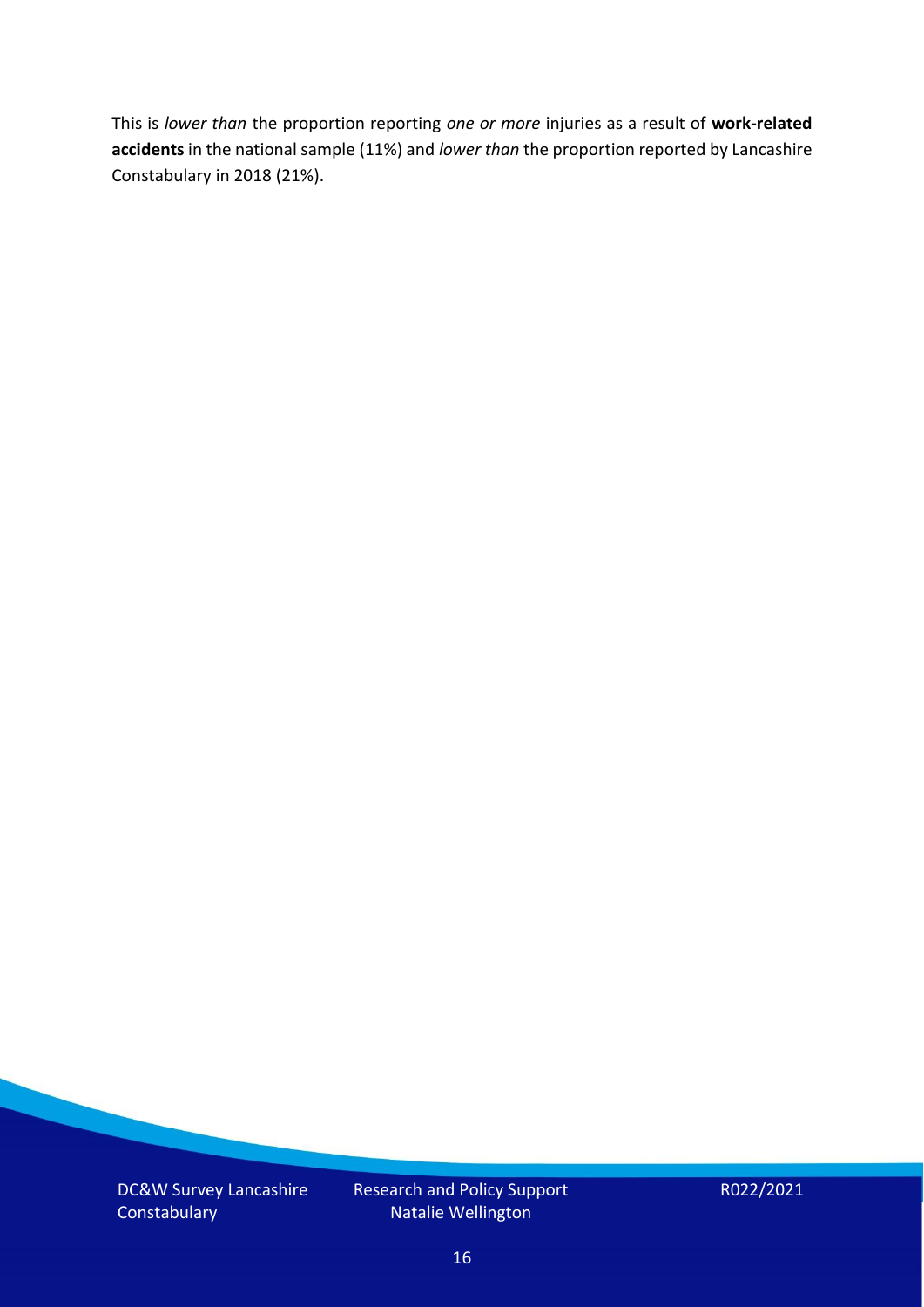This is *lower than* the proportion reporting *one or more* injuries as a result of **work-related accidents** in the national sample (11%) and *lower than* the proportion reported by Lancashire Constabulary in 2018 (21%).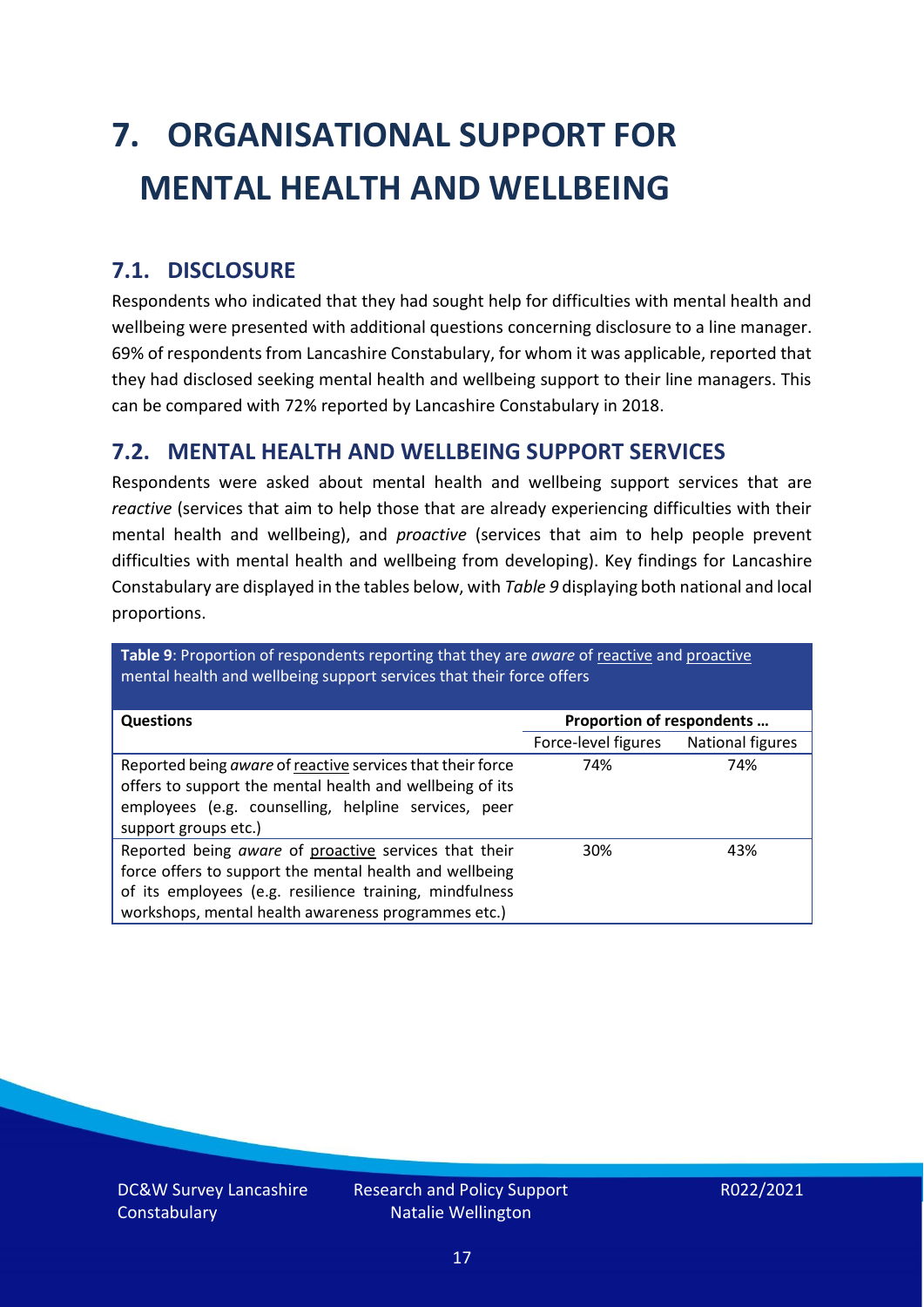# 7. ORGANISATIONAL SUPPORT FOR MENTAL HEALTH AND WELLBEING

## 7.1. DISCLOSURE

Respondents who indicated that they had sought help for difficulties with mental health and wellbeing were presented with additional questions concerning disclosure to a line manager. 69% of respondents from Lancashire Constabulary, for whom it was applicable, reported that they had disclosed seeking mental health and wellbeing support to their line managers. This can be compared with 72% reported by Lancashire Constabulary in 2018.

## 7.2. MENTAL HEALTH AND WELLBEING SUPPORT SERVICES

Respondents were asked about mental health and wellbeing support services that are *reactive* (services that aim to help those that are already experiencing difficulties with their mental health and wellbeing), and *proactive* (services that aim to help people prevent difficulties with mental health and wellbeing from developing). Key findings for Lancashire Constabulary are displayed in the tables below, with *Table 9* displaying both national and local proportions.

**Table 9**: Proportion of respondents reporting that they are *aware* of reactive and proactive mental health and wellbeing support services that their force offers

| Questions | Proportion of respondents … | |
|---|---|---|
| | Force-level figures | National figures |
| Reported being *aware* of reactive services that their force offers to support the mental health and wellbeing of its employees (e.g. counselling, helpline services, peer support groups etc.) | 74% | 74% |
| Reported being *aware* of proactive services that their force offers to support the mental health and wellbeing of its employees (e.g. resilience training, mindfulness workshops, mental health awareness programmes etc.) | 30% | 43% |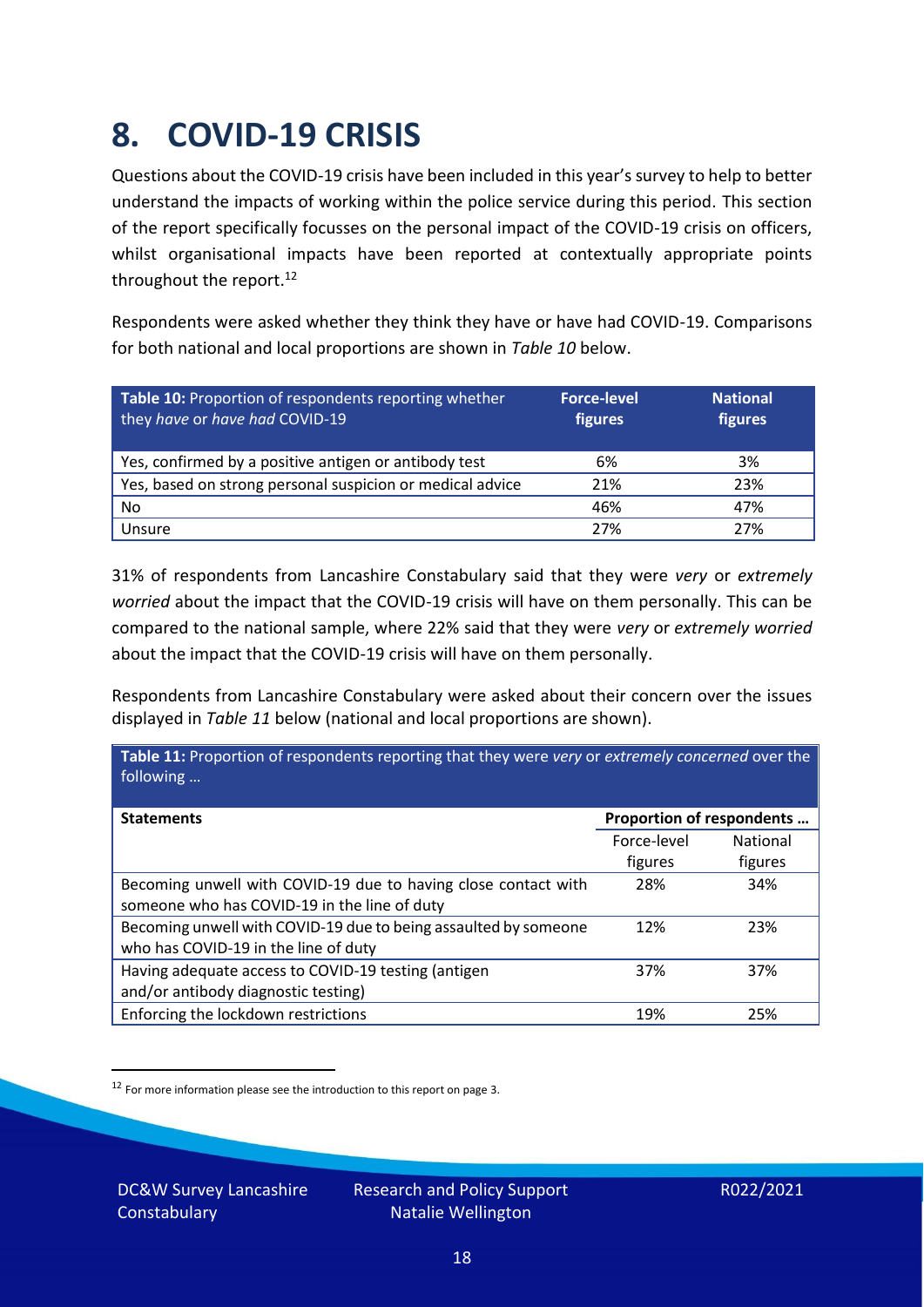# 8. COVID-19 CRISIS

Questions about the COVID-19 crisis have been included in this year's survey to help to better understand the impacts of working within the police service during this period. This section of the report specifically focusses on the personal impact of the COVID-19 crisis on officers, whilst organisational impacts have been reported at contextually appropriate points throughout the report.[12]

Respondents were asked whether they think they have or have had COVID-19. Comparisons for both national and local proportions are shown in *Table 10* below.

| **Table 10:** Proportion of respondents reporting whether they *have* or *have had* COVID-19 | **Force-level figures** | **National figures** |
|---|---|---|
| Yes, confirmed by a positive antigen or antibody test | 6% | 3% |
| Yes, based on strong personal suspicion or medical advice | 21% | 23% |
| No | 46% | 47% |
| Unsure | 27% | 27% |

31% of respondents from Lancashire Constabulary said that they were *very* or *extremely worried* about the impact that the COVID-19 crisis will have on them personally. This can be compared to the national sample, where 22% said that they were *very* or *extremely worried* about the impact that the COVID-19 crisis will have on them personally.

Respondents from Lancashire Constabulary were asked about their concern over the issues displayed in *Table 11* below (national and local proportions are shown).

**Table 11:** Proportion of respondents reporting that they were *very* or *extremely concerned* over the following …

| **Statements** | **Proportion of respondents …** | |
|---|---|---|
| | Force-level figures | National figures |
| Becoming unwell with COVID-19 due to having close contact with someone who has COVID-19 in the line of duty | 28% | 34% |
| Becoming unwell with COVID-19 due to being assaulted by someone who has COVID-19 in the line of duty | 12% | 23% |
| Having adequate access to COVID-19 testing (antigen and/or antibody diagnostic testing) | 37% | 37% |
| Enforcing the lockdown restrictions | 19% | 25% |

[12] For more information please see the introduction to this report on page 3.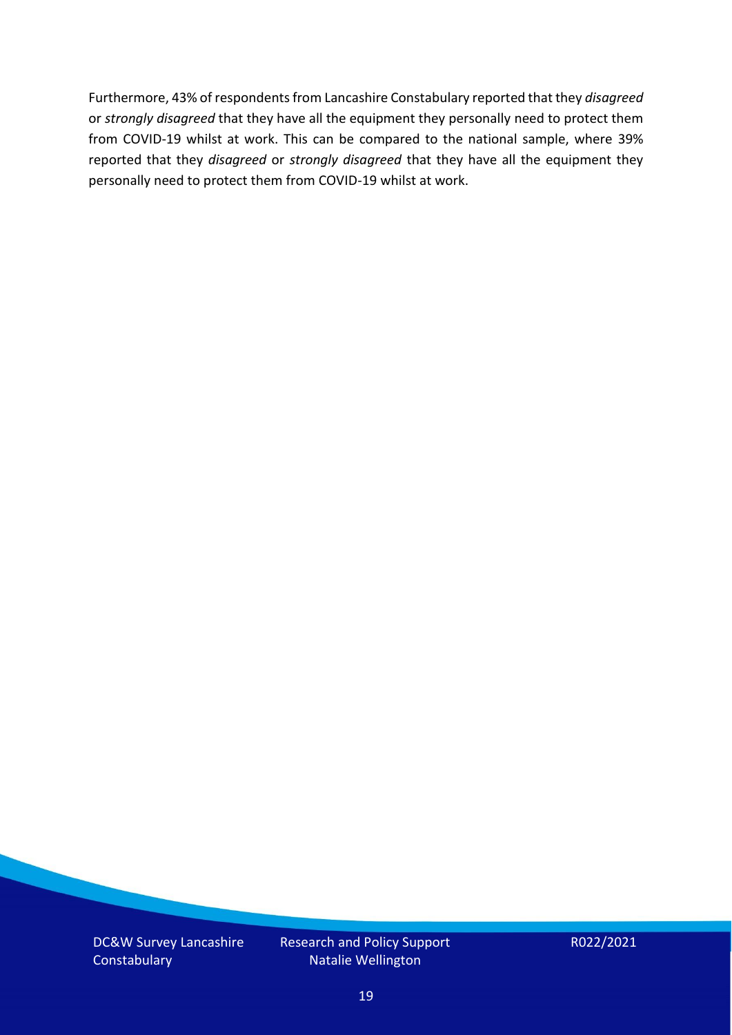Furthermore, 43% of respondents from Lancashire Constabulary reported that they *disagreed* or *strongly disagreed* that they have all the equipment they personally need to protect them from COVID-19 whilst at work. This can be compared to the national sample, where 39% reported that they *disagreed* or *strongly disagreed* that they have all the equipment they personally need to protect them from COVID-19 whilst at work.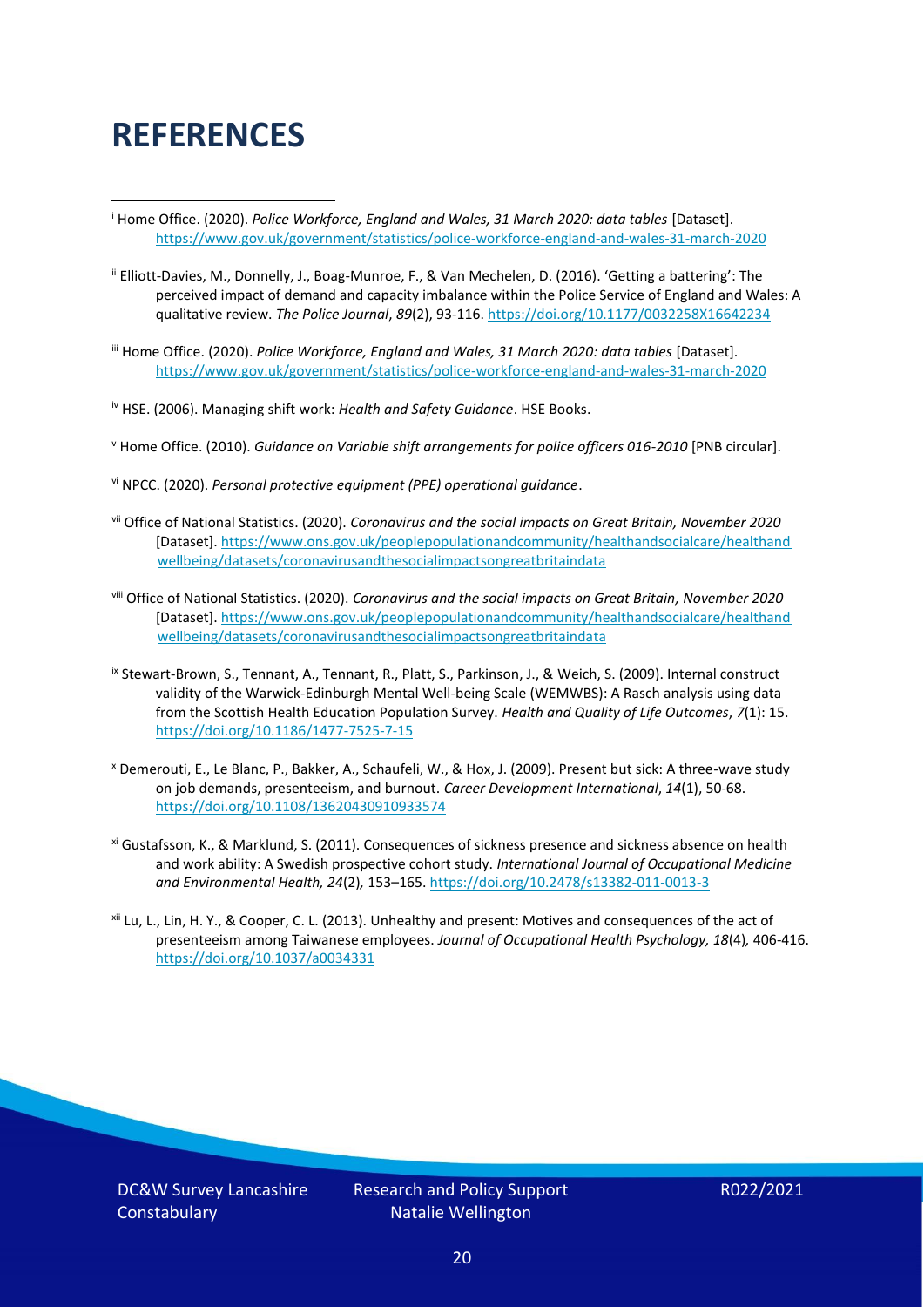# REFERENCES

[i] Home Office. (2020). *Police Workforce, England and Wales, 31 March 2020: data tables* [Dataset]. https://www.gov.uk/government/statistics/police-workforce-england-and-wales-31-march-2020

[ii] Elliott-Davies, M., Donnelly, J., Boag-Munroe, F., & Van Mechelen, D. (2016). 'Getting a battering': The perceived impact of demand and capacity imbalance within the Police Service of England and Wales: A qualitative review. *The Police Journal*, *89*(2), 93-116. https://doi.org/10.1177/0032258X16642234

[iii] Home Office. (2020). *Police Workforce, England and Wales, 31 March 2020: data tables* [Dataset]. https://www.gov.uk/government/statistics/police-workforce-england-and-wales-31-march-2020

[iv] HSE. (2006). Managing shift work: *Health and Safety Guidance*. HSE Books.

[v] Home Office. (2010). *Guidance on Variable shift arrangements for police officers 016-2010* [PNB circular].

[vi] NPCC. (2020). *Personal protective equipment (PPE) operational guidance*.

[vii] Office of National Statistics. (2020). *Coronavirus and the social impacts on Great Britain, November 2020* [Dataset]. https://www.ons.gov.uk/peoplepopulationandcommunity/healthandsocialcare/healthandwellbeing/datasets/coronavirusandthesocialimpactsongreatbritaindata

[viii] Office of National Statistics. (2020). *Coronavirus and the social impacts on Great Britain, November 2020* [Dataset]. https://www.ons.gov.uk/peoplepopulationandcommunity/healthandsocialcare/healthandwellbeing/datasets/coronavirusandthesocialimpactsongreatbritaindata

[ix] Stewart-Brown, S., Tennant, A., Tennant, R., Platt, S., Parkinson, J., & Weich, S. (2009). Internal construct validity of the Warwick-Edinburgh Mental Well-being Scale (WEMWBS): A Rasch analysis using data from the Scottish Health Education Population Survey. *Health and Quality of Life Outcomes*, *7*(1): 15. https://doi.org/10.1186/1477-7525-7-15

[x] Demerouti, E., Le Blanc, P., Bakker, A., Schaufeli, W., & Hox, J. (2009). Present but sick: A three-wave study on job demands, presenteeism, and burnout. *Career Development International*, *14*(1), 50-68. https://doi.org/10.1108/13620430910933574

[xi] Gustafsson, K., & Marklund, S. (2011). Consequences of sickness presence and sickness absence on health and work ability: A Swedish prospective cohort study. *International Journal of Occupational Medicine and Environmental Health, 24*(2), 153–165. https://doi.org/10.2478/s13382-011-0013-3

[xii] Lu, L., Lin, H. Y., & Cooper, C. L. (2013). Unhealthy and present: Motives and consequences of the act of presenteeism among Taiwanese employees. *Journal of Occupational Health Psychology, 18*(4), 406-416. https://doi.org/10.1037/a0034331